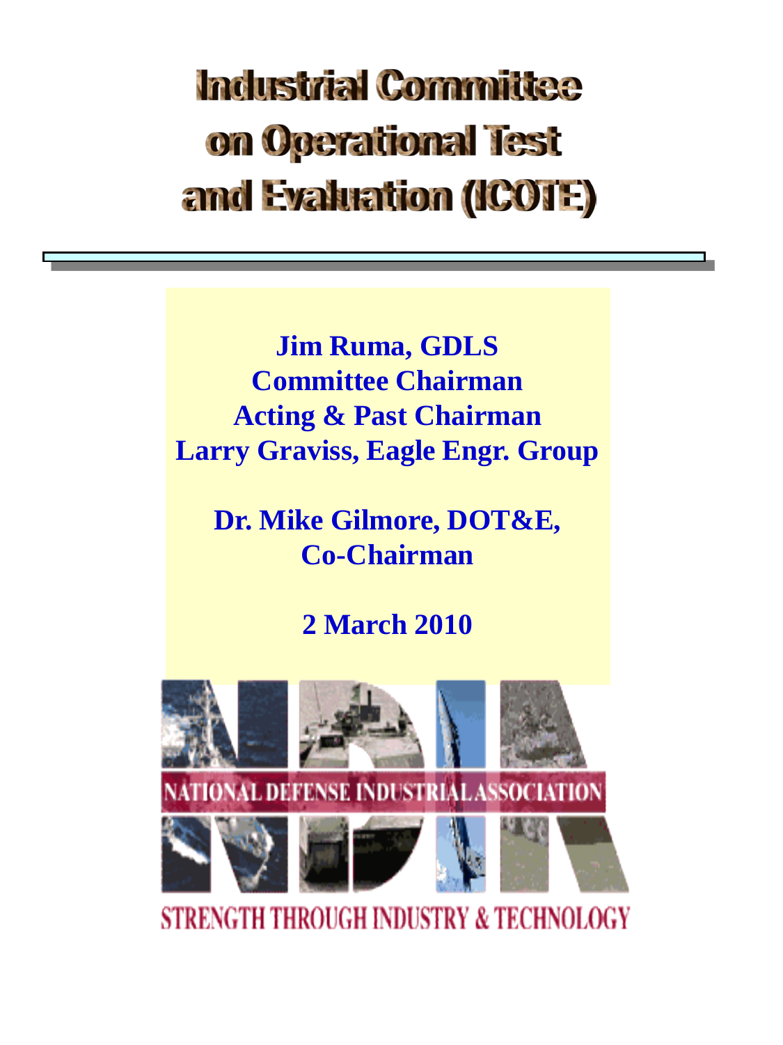# Industrial Committee on Operational Test and Evaluation (ICOTE)

**Jim Ruma, GDLS**
**Committee Chairman**
**Acting & Past Chairman**
**Larry Graviss, Eagle Engr. Group**

**Dr. Mike Gilmore, DOT&E,**
**Co-Chairman**

**2 March 2010**

NATIONAL DEFENSE INDUSTRIAL ASSOCIATION

STRENGTH THROUGH INDUSTRY & TECHNOLOGY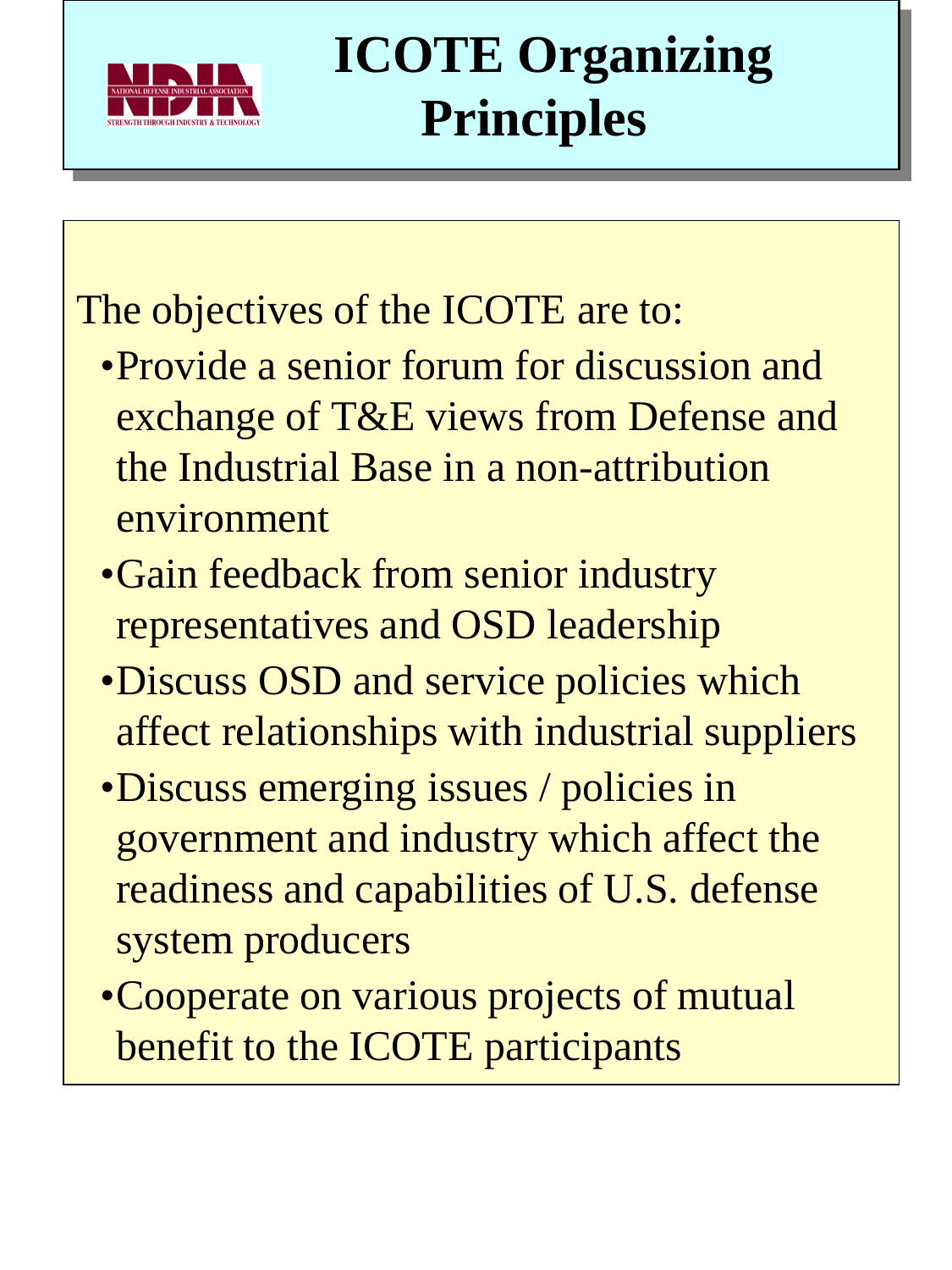# ICOTE Organizing Principles

The objectives of the ICOTE are to:

- Provide a senior forum for discussion and exchange of T&E views from Defense and the Industrial Base in a non-attribution environment
- Gain feedback from senior industry representatives and OSD leadership
- Discuss OSD and service policies which affect relationships with industrial suppliers
- Discuss emerging issues / policies in government and industry which affect the readiness and capabilities of U.S. defense system producers
- Cooperate on various projects of mutual benefit to the ICOTE participants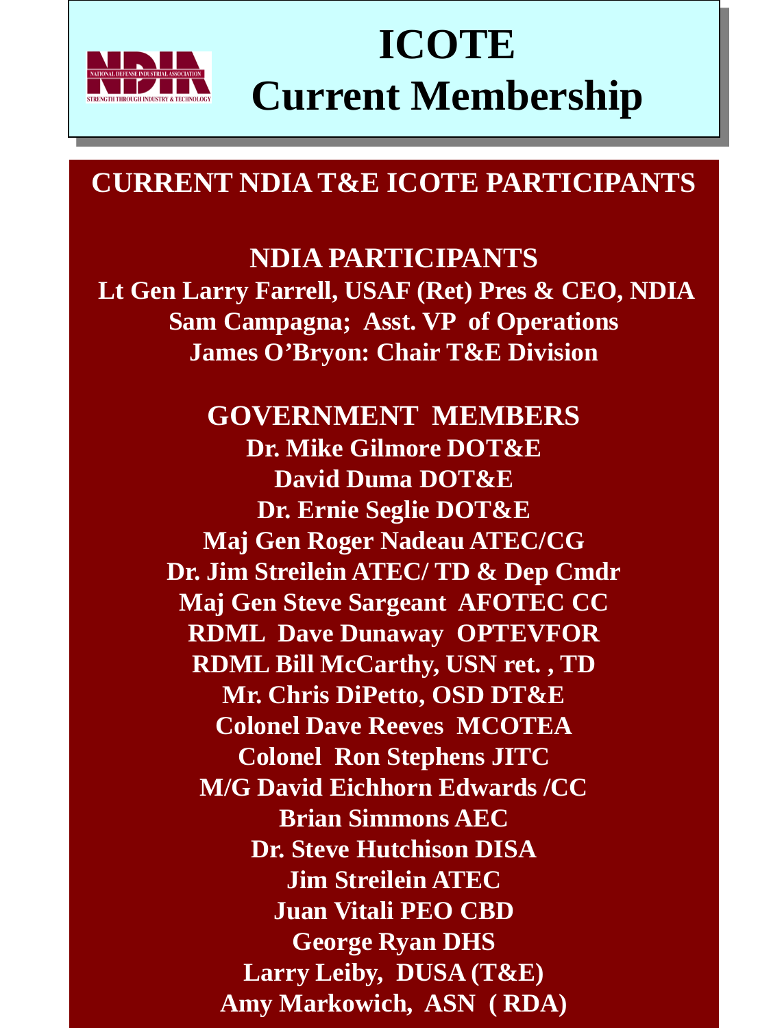# ICOTE Current Membership

## CURRENT NDIA T&E ICOTE PARTICIPANTS

### NDIA PARTICIPANTS

**Lt Gen Larry Farrell, USAF (Ret) Pres & CEO, NDIA**
**Sam Campagna; Asst. VP of Operations**
**James O'Bryon: Chair T&E Division**

### GOVERNMENT MEMBERS

**Dr. Mike Gilmore DOT&E**
**David Duma DOT&E**
**Dr. Ernie Seglie DOT&E**
**Maj Gen Roger Nadeau ATEC/CG**
**Dr. Jim Streilein ATEC/ TD & Dep Cmdr**
**Maj Gen Steve Sargeant AFOTEC CC**
**RDML Dave Dunaway OPTEVFOR**
**RDML Bill McCarthy, USN ret. , TD**
**Mr. Chris DiPetto, OSD DT&E**
**Colonel Dave Reeves MCOTEA**
**Colonel Ron Stephens JITC**
**M/G David Eichhorn Edwards /CC**
**Brian Simmons AEC**
**Dr. Steve Hutchison DISA**
**Jim Streilein ATEC**
**Juan Vitali PEO CBD**
**George Ryan DHS**
**Larry Leiby, DUSA (T&E)**
**Amy Markowich, ASN ( RDA)**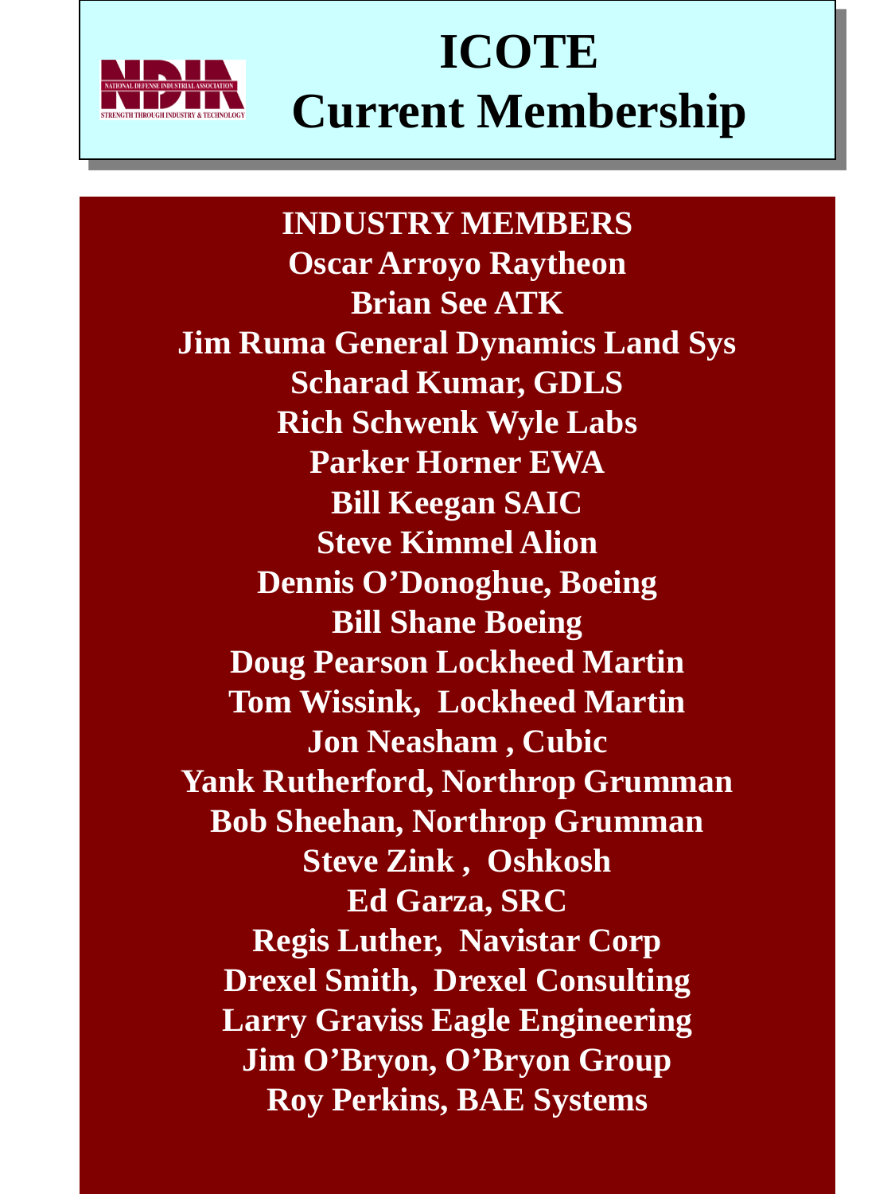# ICOTE Current Membership

**INDUSTRY MEMBERS**

**Oscar Arroyo Raytheon**
**Brian See ATK**
**Jim Ruma General Dynamics Land Sys**
**Scharad Kumar, GDLS**
**Rich Schwenk Wyle Labs**
**Parker Horner EWA**
**Bill Keegan SAIC**
**Steve Kimmel Alion**
**Dennis O'Donoghue, Boeing**
**Bill Shane Boeing**
**Doug Pearson Lockheed Martin**
**Tom Wissink, Lockheed Martin**
**Jon Neasham , Cubic**
**Yank Rutherford, Northrop Grumman**
**Bob Sheehan, Northrop Grumman**
**Steve Zink , Oshkosh**
**Ed Garza, SRC**
**Regis Luther, Navistar Corp**
**Drexel Smith, Drexel Consulting**
**Larry Graviss Eagle Engineering**
**Jim O'Bryon, O'Bryon Group**
**Roy Perkins, BAE Systems**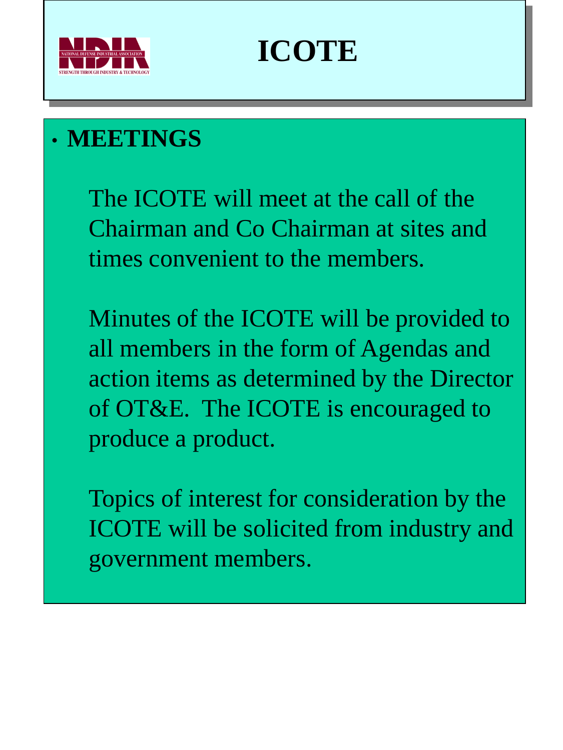# ICOTE

- **MEETINGS**

  The ICOTE will meet at the call of the Chairman and Co Chairman at sites and times convenient to the members.

  Minutes of the ICOTE will be provided to all members in the form of Agendas and action items as determined by the Director of OT&E. The ICOTE is encouraged to produce a product.

  Topics of interest for consideration by the ICOTE will be solicited from industry and government members.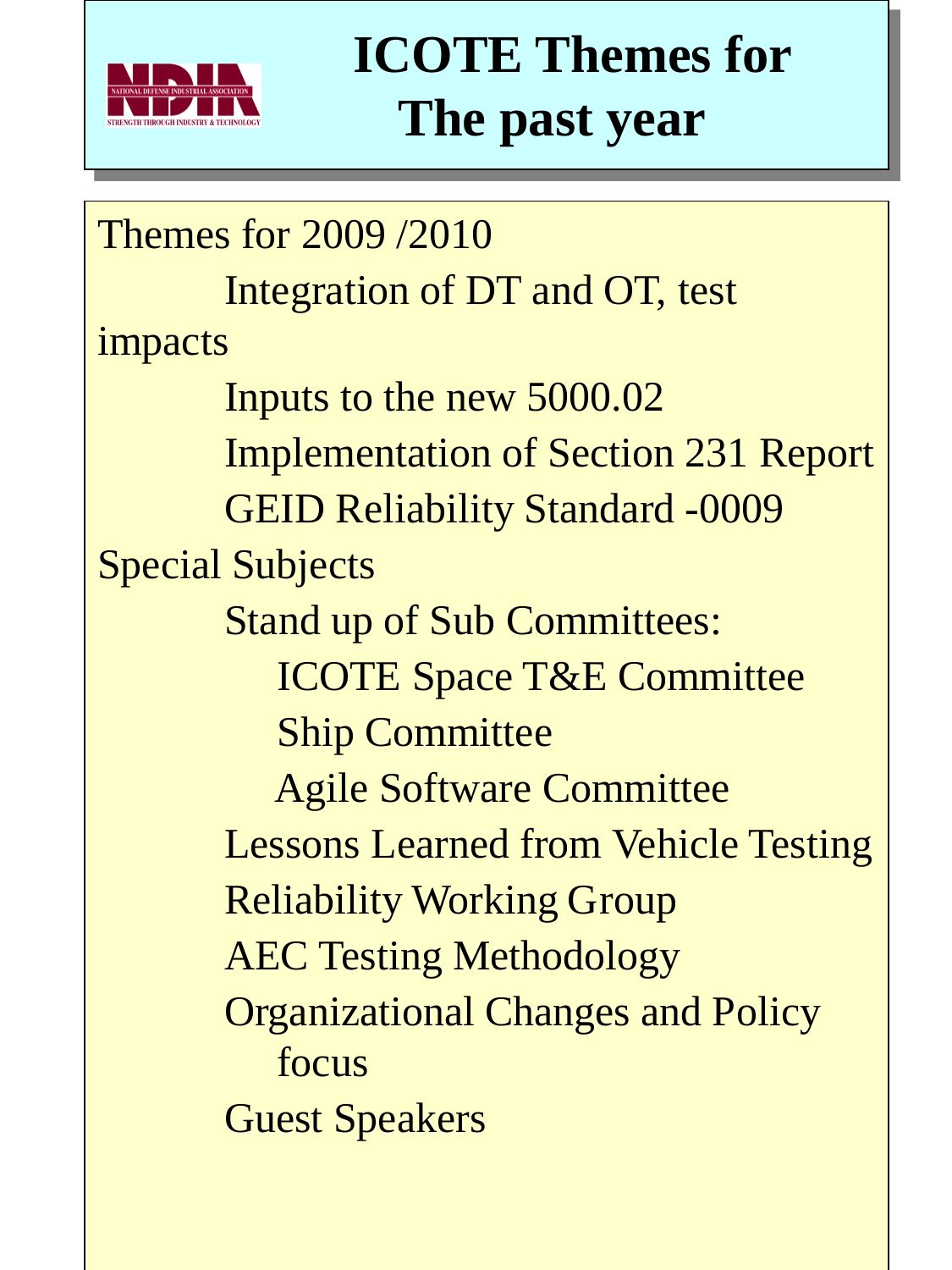# ICOTE Themes for The past year

Themes for 2009 /2010

- Integration of DT and OT, test impacts
- Inputs to the new 5000.02
- Implementation of Section 231 Report
- GEID Reliability Standard -0009

Special Subjects

- Stand up of Sub Committees:
  - ICOTE Space T&E Committee
  - Ship Committee
  - Agile Software Committee
- Lessons Learned from Vehicle Testing
- Reliability Working Group
- AEC Testing Methodology
- Organizational Changes and Policy focus
- Guest Speakers